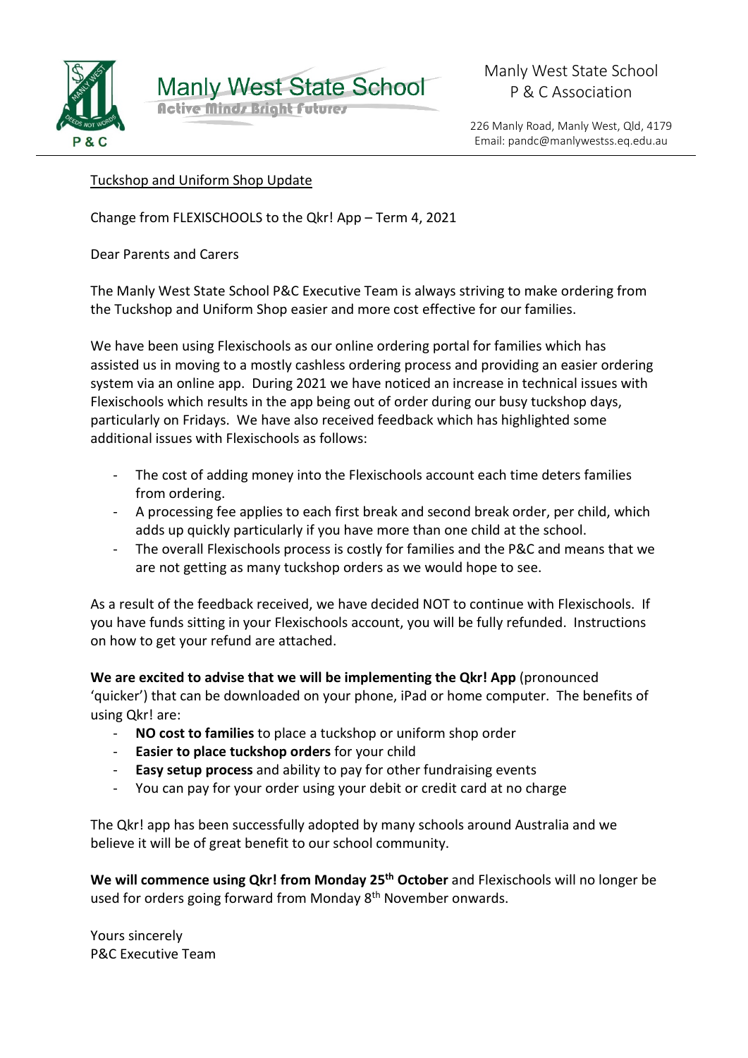Manly West State School
Active Minds Bright Futures

Manly West State School
P & C Association

226 Manly Road, Manly West, Qld, 4179
Email: pandc@manlywestss.eq.edu.au

## Tuckshop and Uniform Shop Update

Change from FLEXISCHOOLS to the Qkr! App – Term 4, 2021

Dear Parents and Carers

The Manly West State School P&C Executive Team is always striving to make ordering from the Tuckshop and Uniform Shop easier and more cost effective for our families.

We have been using Flexischools as our online ordering portal for families which has assisted us in moving to a mostly cashless ordering process and providing an easier ordering system via an online app. During 2021 we have noticed an increase in technical issues with Flexischools which results in the app being out of order during our busy tuckshop days, particularly on Fridays. We have also received feedback which has highlighted some additional issues with Flexischools as follows:

- The cost of adding money into the Flexischools account each time deters families from ordering.
- A processing fee applies to each first break and second break order, per child, which adds up quickly particularly if you have more than one child at the school.
- The overall Flexischools process is costly for families and the P&C and means that we are not getting as many tuckshop orders as we would hope to see.

As a result of the feedback received, we have decided NOT to continue with Flexischools. If you have funds sitting in your Flexischools account, you will be fully refunded. Instructions on how to get your refund are attached.

**We are excited to advise that we will be implementing the Qkr! App** (pronounced 'quicker') that can be downloaded on your phone, iPad or home computer. The benefits of using Qkr! are:

- **NO cost to families** to place a tuckshop or uniform shop order
- **Easier to place tuckshop orders** for your child
- **Easy setup process** and ability to pay for other fundraising events
- You can pay for your order using your debit or credit card at no charge

The Qkr! app has been successfully adopted by many schools around Australia and we believe it will be of great benefit to our school community.

**We will commence using Qkr! from Monday 25th October** and Flexischools will no longer be used for orders going forward from Monday 8th November onwards.

Yours sincerely
P&C Executive Team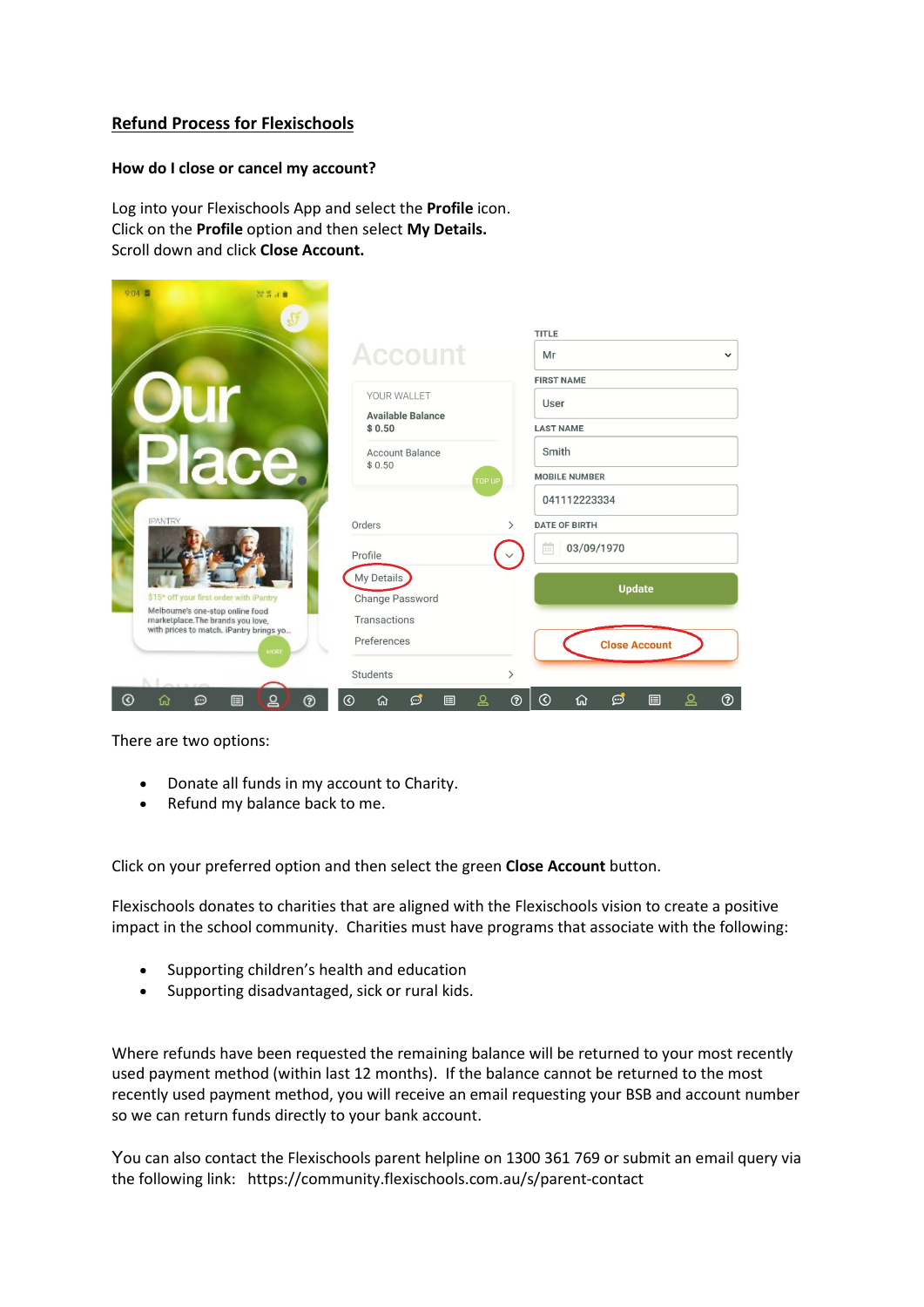## Refund Process for Flexischools

### How do I close or cancel my account?

Log into your Flexischools App and select the **Profile** icon.
Click on the **Profile** option and then select **My Details.**
Scroll down and click **Close Account.**

There are two options:

- Donate all funds in my account to Charity.
- Refund my balance back to me.

Click on your preferred option and then select the green **Close Account** button.

Flexischools donates to charities that are aligned with the Flexischools vision to create a positive impact in the school community. Charities must have programs that associate with the following:

- Supporting children's health and education
- Supporting disadvantaged, sick or rural kids.

Where refunds have been requested the remaining balance will be returned to your most recently used payment method (within last 12 months). If the balance cannot be returned to the most recently used payment method, you will receive an email requesting your BSB and account number so we can return funds directly to your bank account.

You can also contact the Flexischools parent helpline on 1300 361 769 or submit an email query via the following link: https://community.flexischools.com.au/s/parent-contact